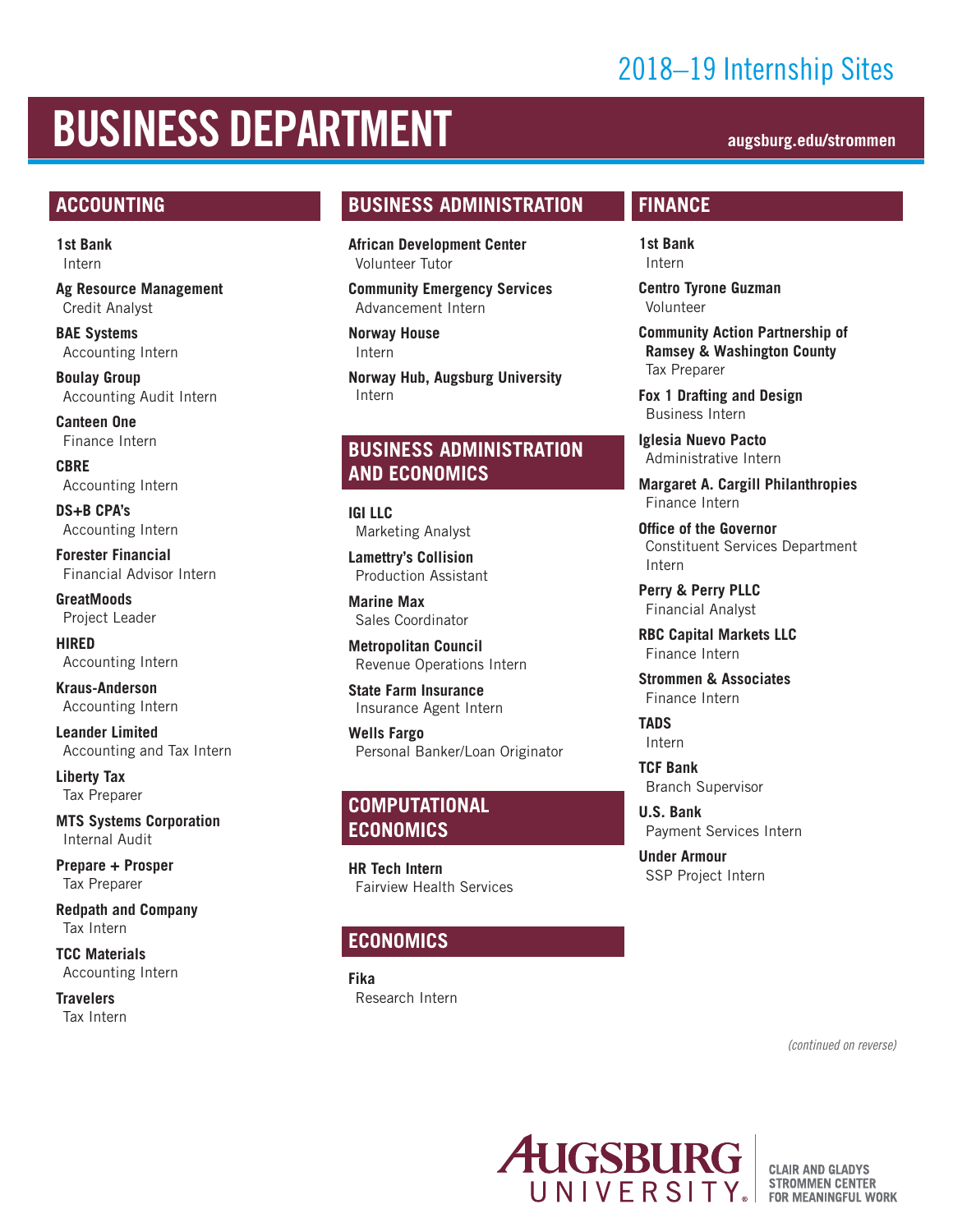2018–19 Internship Sites

# BUSINESS DEPARTMENT

augsburg.edu/strommen

## ACCOUNTING

**1st Bank**
Intern

**Ag Resource Management**
Credit Analyst

**BAE Systems**
Accounting Intern

**Boulay Group**
Accounting Audit Intern

**Canteen One**
Finance Intern

**CBRE**
Accounting Intern

**DS+B CPA's**
Accounting Intern

**Forester Financial**
Financial Advisor Intern

**GreatMoods**
Project Leader

**HIRED**
Accounting Intern

**Kraus-Anderson**
Accounting Intern

**Leander Limited**
Accounting and Tax Intern

**Liberty Tax**
Tax Preparer

**MTS Systems Corporation**
Internal Audit

**Prepare + Prosper**
Tax Preparer

**Redpath and Company**
Tax Intern

**TCC Materials**
Accounting Intern

**Travelers**
Tax Intern

## BUSINESS ADMINISTRATION

**African Development Center**
Volunteer Tutor

**Community Emergency Services**
Advancement Intern

**Norway House**
Intern

**Norway Hub, Augsburg University**
Intern

## BUSINESS ADMINISTRATION AND ECONOMICS

**IGI LLC**
Marketing Analyst

**Lamettry's Collision**
Production Assistant

**Marine Max**
Sales Coordinator

**Metropolitan Council**
Revenue Operations Intern

**State Farm Insurance**
Insurance Agent Intern

**Wells Fargo**
Personal Banker/Loan Originator

## COMPUTATIONAL ECONOMICS

**HR Tech Intern**
Fairview Health Services

## ECONOMICS

**Fika**
Research Intern

## FINANCE

**1st Bank**
Intern

**Centro Tyrone Guzman**
Volunteer

**Community Action Partnership of Ramsey & Washington County**
Tax Preparer

**Fox 1 Drafting and Design**
Business Intern

**Iglesia Nuevo Pacto**
Administrative Intern

**Margaret A. Cargill Philanthropies**
Finance Intern

**Office of the Governor**
Constituent Services Department Intern

**Perry & Perry PLLC**
Financial Analyst

**RBC Capital Markets LLC**
Finance Intern

**Strommen & Associates**
Finance Intern

**TADS**
Intern

**TCF Bank**
Branch Supervisor

**U.S. Bank**
Payment Services Intern

**Under Armour**
SSP Project Intern

*(continued on reverse)*

AUGSBURG UNIVERSITY

CLAIR AND GLADYS STROMMEN CENTER FOR MEANINGFUL WORK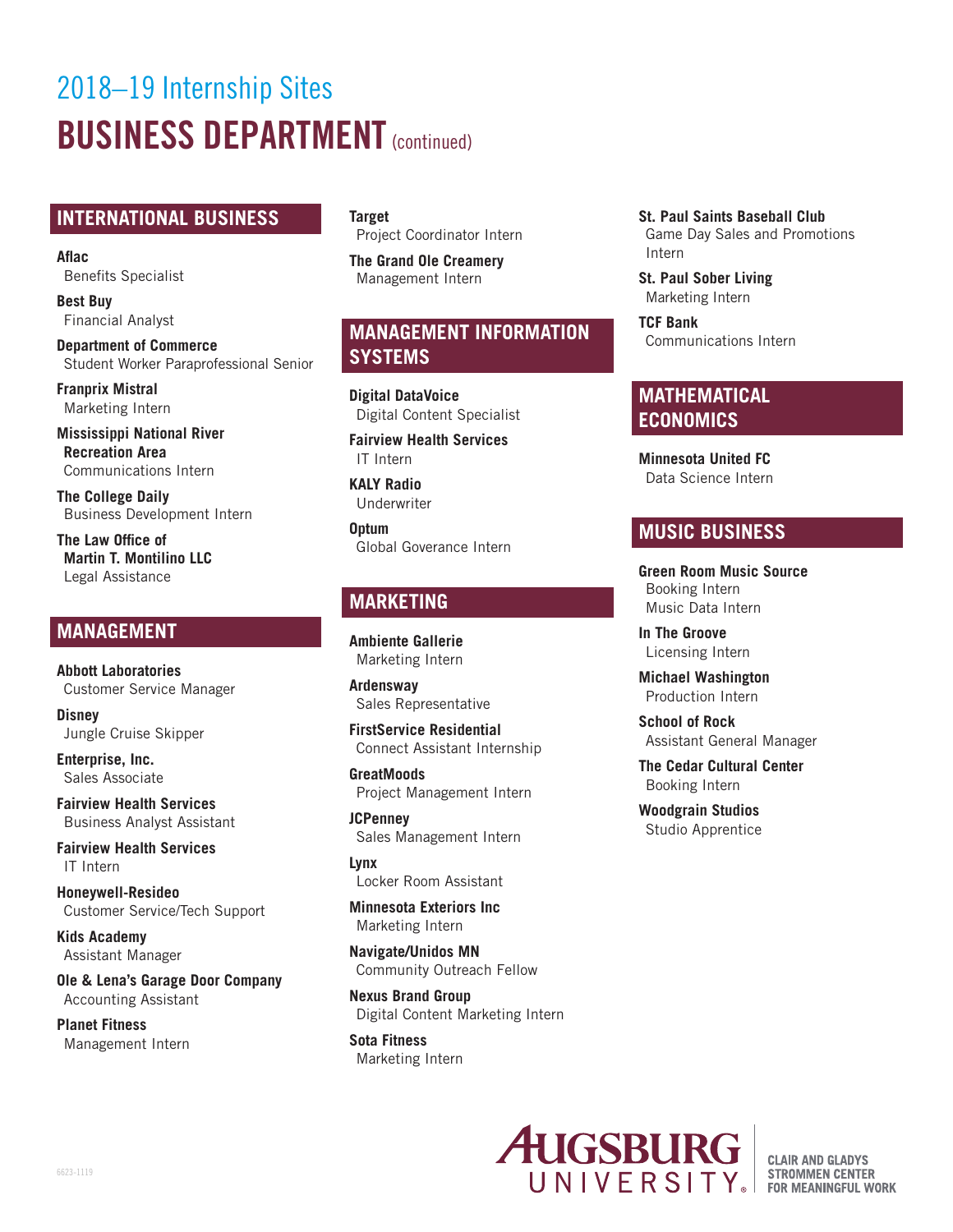2018–19 Internship Sites

# BUSINESS DEPARTMENT (continued)

## INTERNATIONAL BUSINESS

**Aflac**
Benefits Specialist

**Best Buy**
Financial Analyst

**Department of Commerce**
Student Worker Paraprofessional Senior

**Franprix Mistral**
Marketing Intern

**Mississippi National River Recreation Area**
Communications Intern

**The College Daily**
Business Development Intern

**The Law Office of Martin T. Montilino LLC**
Legal Assistance

## MANAGEMENT

**Abbott Laboratories**
Customer Service Manager

**Disney**
Jungle Cruise Skipper

**Enterprise, Inc.**
Sales Associate

**Fairview Health Services**
Business Analyst Assistant

**Fairview Health Services**
IT Intern

**Honeywell-Resideo**
Customer Service/Tech Support

**Kids Academy**
Assistant Manager

**Ole & Lena's Garage Door Company**
Accounting Assistant

**Planet Fitness**
Management Intern

**Target**
Project Coordinator Intern

**The Grand Ole Creamery**
Management Intern

## MANAGEMENT INFORMATION SYSTEMS

**Digital DataVoice**
Digital Content Specialist

**Fairview Health Services**
IT Intern

**KALY Radio**
Underwriter

**Optum**
Global Goverance Intern

## MARKETING

**Ambiente Gallerie**
Marketing Intern

**Ardensway**
Sales Representative

**FirstService Residential**
Connect Assistant Internship

**GreatMoods**
Project Management Intern

**JCPenney**
Sales Management Intern

**Lynx**
Locker Room Assistant

**Minnesota Exteriors Inc**
Marketing Intern

**Navigate/Unidos MN**
Community Outreach Fellow

**Nexus Brand Group**
Digital Content Marketing Intern

**Sota Fitness**
Marketing Intern

**St. Paul Saints Baseball Club**
Game Day Sales and Promotions Intern

**St. Paul Sober Living**
Marketing Intern

**TCF Bank**
Communications Intern

## MATHEMATICAL ECONOMICS

**Minnesota United FC**
Data Science Intern

## MUSIC BUSINESS

**Green Room Music Source**
Booking Intern
Music Data Intern

**In The Groove**
Licensing Intern

**Michael Washington**
Production Intern

**School of Rock**
Assistant General Manager

**The Cedar Cultural Center**
Booking Intern

**Woodgrain Studios**
Studio Apprentice

6623-1119

AUGSBURG UNIVERSITY
CLAIR AND GLADYS STROMMEN CENTER FOR MEANINGFUL WORK